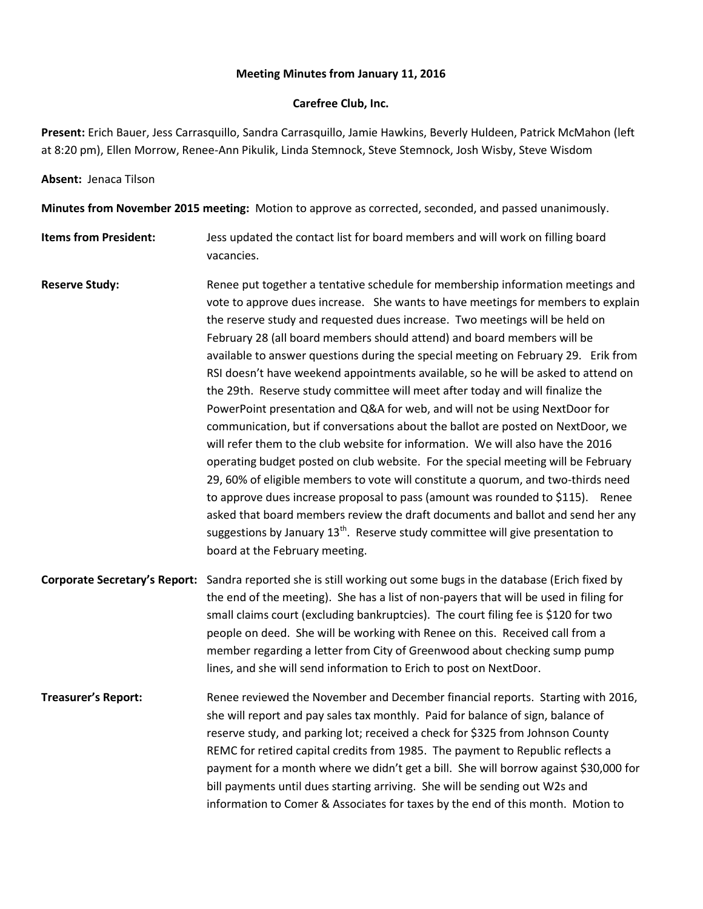**Meeting Minutes from January 11, 2016**

**Carefree Club, Inc.**

**Present:** Erich Bauer, Jess Carrasquillo, Sandra Carrasquillo, Jamie Hawkins, Beverly Huldeen, Patrick McMahon (left at 8:20 pm), Ellen Morrow, Renee-Ann Pikulik, Linda Stemnock, Steve Stemnock, Josh Wisby, Steve Wisdom

**Absent:** Jenaca Tilson

**Minutes from November 2015 meeting:** Motion to approve as corrected, seconded, and passed unanimously.

**Items from President:** Jess updated the contact list for board members and will work on filling board vacancies.

**Reserve Study:** Renee put together a tentative schedule for membership information meetings and vote to approve dues increase. She wants to have meetings for members to explain the reserve study and requested dues increase. Two meetings will be held on February 28 (all board members should attend) and board members will be available to answer questions during the special meeting on February 29. Erik from RSI doesn't have weekend appointments available, so he will be asked to attend on the 29th. Reserve study committee will meet after today and will finalize the PowerPoint presentation and Q&A for web, and will not be using NextDoor for communication, but if conversations about the ballot are posted on NextDoor, we will refer them to the club website for information. We will also have the 2016 operating budget posted on club website. For the special meeting will be February 29, 60% of eligible members to vote will constitute a quorum, and two-thirds need to approve dues increase proposal to pass (amount was rounded to $115). Renee asked that board members review the draft documents and ballot and send her any suggestions by January 13th. Reserve study committee will give presentation to board at the February meeting.

**Corporate Secretary's Report:** Sandra reported she is still working out some bugs in the database (Erich fixed by the end of the meeting). She has a list of non-payers that will be used in filing for small claims court (excluding bankruptcies). The court filing fee is $120 for two people on deed. She will be working with Renee on this. Received call from a member regarding a letter from City of Greenwood about checking sump pump lines, and she will send information to Erich to post on NextDoor.

**Treasurer's Report:** Renee reviewed the November and December financial reports. Starting with 2016, she will report and pay sales tax monthly. Paid for balance of sign, balance of reserve study, and parking lot; received a check for $325 from Johnson County REMC for retired capital credits from 1985. The payment to Republic reflects a payment for a month where we didn't get a bill. She will borrow against $30,000 for bill payments until dues starting arriving. She will be sending out W2s and information to Comer & Associates for taxes by the end of this month. Motion to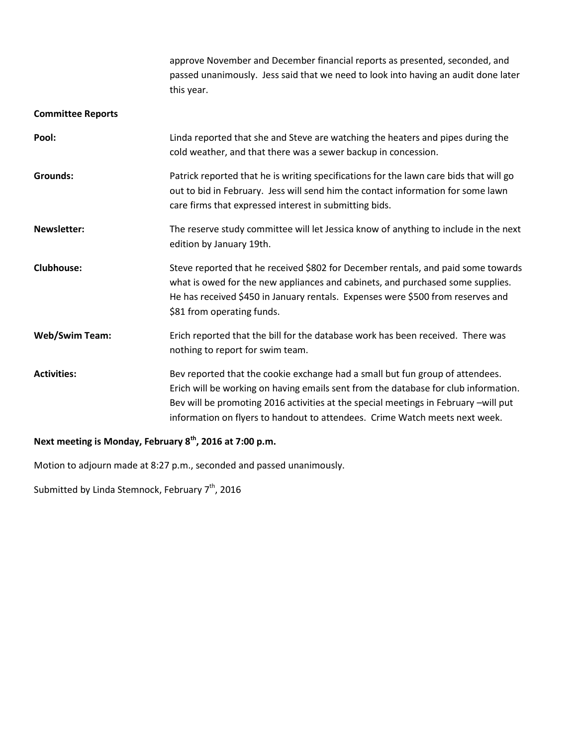approve November and December financial reports as presented, seconded, and passed unanimously. Jess said that we need to look into having an audit done later this year.

**Committee Reports**

**Pool:** Linda reported that she and Steve are watching the heaters and pipes during the cold weather, and that there was a sewer backup in concession.

**Grounds:** Patrick reported that he is writing specifications for the lawn care bids that will go out to bid in February. Jess will send him the contact information for some lawn care firms that expressed interest in submitting bids.

**Newsletter:** The reserve study committee will let Jessica know of anything to include in the next edition by January 19th.

**Clubhouse:** Steve reported that he received $802 for December rentals, and paid some towards what is owed for the new appliances and cabinets, and purchased some supplies. He has received $450 in January rentals. Expenses were $500 from reserves and $81 from operating funds.

**Web/Swim Team:** Erich reported that the bill for the database work has been received. There was nothing to report for swim team.

**Activities:** Bev reported that the cookie exchange had a small but fun group of attendees. Erich will be working on having emails sent from the database for club information. Bev will be promoting 2016 activities at the special meetings in February –will put information on flyers to handout to attendees. Crime Watch meets next week.

**Next meeting is Monday, February 8th, 2016 at 7:00 p.m.**

Motion to adjourn made at 8:27 p.m., seconded and passed unanimously.

Submitted by Linda Stemnock, February 7th, 2016